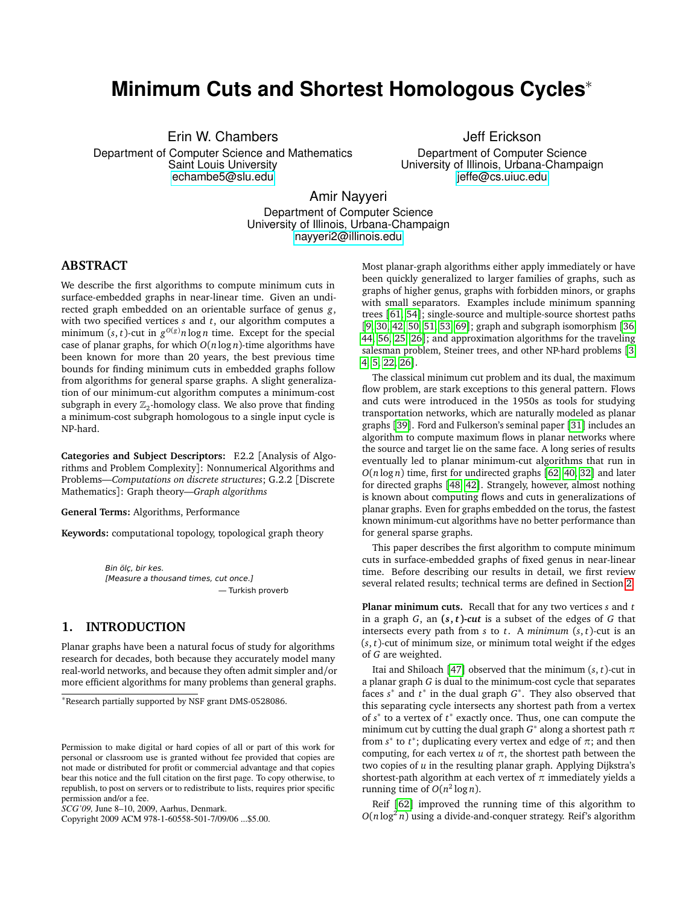# Minimum Cuts and Shortest Homologous Cycles*

Erin W. Chambers
Department of Computer Science and Mathematics
Saint Louis University
echambe5@slu.edu

Jeff Erickson
Department of Computer Science
University of Illinois, Urbana-Champaign
jeffe@cs.uiuc.edu

Amir Nayyeri
Department of Computer Science
University of Illinois, Urbana-Champaign
nayyeri2@illinois.edu

## ABSTRACT

We describe the first algorithms to compute minimum cuts in surface-embedded graphs in near-linear time. Given an undirected graph embedded on an orientable surface of genus $g$, with two specified vertices $s$ and $t$, our algorithm computes a minimum $(s,t)$-cut in $g^{O(g)} n \log n$ time. Except for the special case of planar graphs, for which $O(n \log n)$-time algorithms have been known for more than 20 years, the best previous time bounds for finding minimum cuts in embedded graphs follow from algorithms for general sparse graphs. A slight generalization of our minimum-cut algorithm computes a minimum-cost subgraph in every $\mathbb{Z}_2$-homology class. We also prove that finding a minimum-cost subgraph homologous to a single input cycle is NP-hard.

**Categories and Subject Descriptors:** F.2.2 [Analysis of Algorithms and Problem Complexity]: Nonnumerical Algorithms and Problems—*Computations on discrete structures*; G.2.2 [Discrete Mathematics]: Graph theory—*Graph algorithms*

**General Terms:** Algorithms, Performance

**Keywords:** computational topology, topological graph theory

*Bin ölç, bir kes.*
*[Measure a thousand times, cut once.]*
— Turkish proverb

## 1. INTRODUCTION

Planar graphs have been a natural focus of study for algorithms research for decades, both because they accurately model many real-world networks, and because they often admit simpler and/or more efficient algorithms for many problems than general graphs. Most planar-graph algorithms either apply immediately or have been quickly generalized to larger families of graphs, such as graphs of higher genus, graphs with forbidden minors, or graphs with small separators. Examples include minimum spanning trees [61, 54]; single-source and multiple-source shortest paths [9, 30, 42, 50, 51, 53, 69]; graph and subgraph isomorphism [36, 44, 56, 25, 26]; and approximation algorithms for the traveling salesman problem, Steiner trees, and other NP-hard problems [3, 4, 5, 22, 26].

The classical minimum cut problem and its dual, the maximum flow problem, are stark exceptions to this general pattern. Flows and cuts were introduced in the 1950s as tools for studying transportation networks, which are naturally modeled as planar graphs [39]. Ford and Fulkerson's seminal paper [31] includes an algorithm to compute maximum flows in planar networks where the source and target lie on the same face. A long series of results eventually led to planar minimum-cut algorithms that run in $O(n \log n)$ time, first for undirected graphs [62, 40, 32] and later for directed graphs [48, 42]. Strangely, however, almost nothing is known about computing flows and cuts in generalizations of planar graphs. Even for graphs embedded on the torus, the fastest known minimum-cut algorithms have no better performance than for general sparse graphs.

This paper describes the first algorithm to compute minimum cuts in surface-embedded graphs of fixed genus in near-linear time. Before describing our results in detail, we first review several related results; technical terms are defined in Section 2.

**Planar minimum cuts.** Recall that for any two vertices $s$ and $t$ in a graph $G$, an ***(s,t)-cut*** is a subset of the edges of $G$ that intersects every path from $s$ to $t$. A *minimum* $(s,t)$-cut is an $(s,t)$-cut of minimum size, or minimum total weight if the edges of $G$ are weighted.

Itai and Shiloach [47] observed that the minimum $(s,t)$-cut in a planar graph $G$ is dual to the minimum-cost cycle that separates faces $s^*$ and $t^*$ in the dual graph $G^*$. They also observed that this separating cycle intersects any shortest path from a vertex of $s^*$ to a vertex of $t^*$ exactly once. Thus, one can compute the minimum cut by cutting the dual graph $G^*$ along a shortest path $\pi$ from $s^*$ to $t^*$; duplicating every vertex and edge of $\pi$; and then computing, for each vertex $u$ of $\pi$, the shortest path between the two copies of $u$ in the resulting planar graph. Applying Dijkstra's shortest-path algorithm at each vertex of $\pi$ immediately yields a running time of $O(n^2 \log n)$.

Reif [62] improved the running time of this algorithm to $O(n \log^2 n)$ using a divide-and-conquer strategy. Reif's algorithm

*Research partially supported by NSF grant DMS-0528086.

Permission to make digital or hard copies of all or part of this work for personal or classroom use is granted without fee provided that copies are not made or distributed for profit or commercial advantage and that copies bear this notice and the full citation on the first page. To copy otherwise, to republish, to post on servers or to redistribute to lists, requires prior specific permission and/or a fee.
*SCG'09*, June 8–10, 2009, Aarhus, Denmark.
Copyright 2009 ACM 978-1-60558-501-7/09/06 ...$5.00.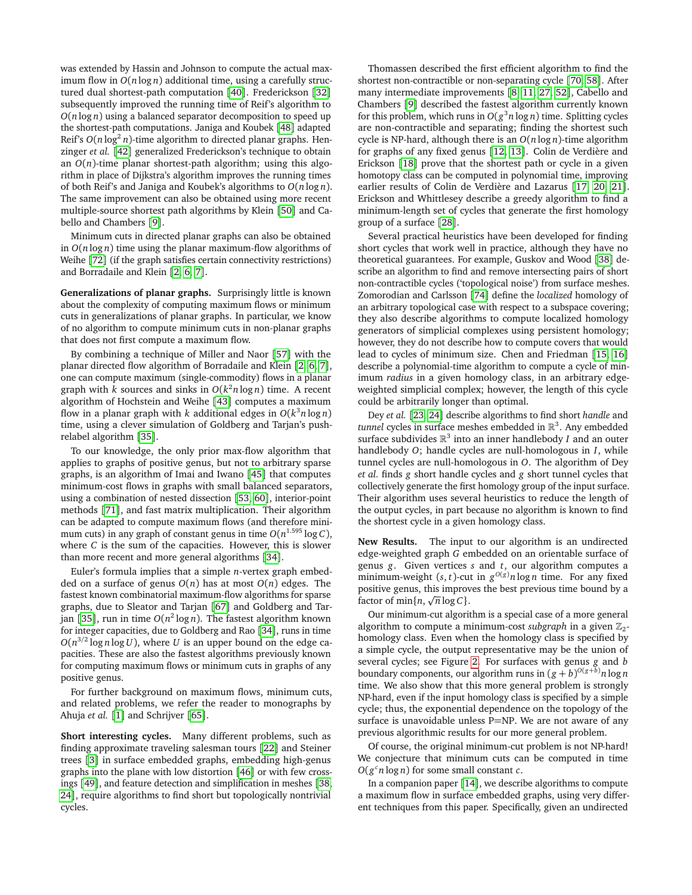was extended by Hassin and Johnson to compute the actual maximum flow in $O(n \log n)$ additional time, using a carefully structured dual shortest-path computation [40]. Frederickson [32] subsequently improved the running time of Reif's algorithm to $O(n \log n)$ using a balanced separator decomposition to speed up the shortest-path computations. Janiga and Koubek [48] adapted Reif's $O(n \log^2 n)$-time algorithm to directed planar graphs. Henzinger *et al.* [42] generalized Frederickson's technique to obtain an $O(n)$-time planar shortest-path algorithm; using this algorithm in place of Dijkstra's algorithm improves the running times of both Reif's and Janiga and Koubek's algorithms to $O(n \log n)$. The same improvement can also be obtained using more recent multiple-source shortest path algorithms by Klein [50] and Cabello and Chambers [9].

Minimum cuts in directed planar graphs can also be obtained in $O(n \log n)$ time using the planar maximum-flow algorithms of Weihe [72] (if the graph satisfies certain connectivity restrictions) and Borradaile and Klein [2, 6, 7].

**Generalizations of planar graphs.** Surprisingly little is known about the complexity of computing maximum flows or minimum cuts in generalizations of planar graphs. In particular, we know of no algorithm to compute minimum cuts in non-planar graphs that does not first compute a maximum flow.

By combining a technique of Miller and Naor [57] with the planar directed flow algorithm of Borradaile and Klein [2, 6, 7], one can compute maximum (single-commodity) flows in a planar graph with $k$ sources and sinks in $O(k^2 n \log n)$ time. A recent algorithm of Hochstein and Weihe [43] computes a maximum flow in a planar graph with $k$ additional edges in $O(k^3 n \log n)$ time, using a clever simulation of Goldberg and Tarjan's push-relabel algorithm [35].

To our knowledge, the only prior max-flow algorithm that applies to graphs of positive genus, but not to arbitrary sparse graphs, is an algorithm of Imai and Iwano [45] that computes minimum-cost flows in graphs with small balanced separators, using a combination of nested dissection [53, 60], interior-point methods [71], and fast matrix multiplication. Their algorithm can be adapted to compute maximum flows (and therefore minimum cuts) in any graph of constant genus in time $O(n^{1.595} \log C)$, where $C$ is the sum of the capacities. However, this is slower than more recent and more general algorithms [34].

Euler's formula implies that a simple $n$-vertex graph embedded on a surface of genus $O(n)$ has at most $O(n)$ edges. The fastest known combinatorial maximum-flow algorithms for sparse graphs, due to Sleator and Tarjan [67] and Goldberg and Tarjan [35], run in time $O(n^2 \log n)$. The fastest algorithm known for integer capacities, due to Goldberg and Rao [34], runs in time $O(n^{3/2} \log n \log U)$, where $U$ is an upper bound on the edge capacities. These are also the fastest algorithms previously known for computing maximum flows or minimum cuts in graphs of any positive genus.

For further background on maximum flows, minimum cuts, and related problems, we refer the reader to monographs by Ahuja *et al.* [1] and Schrijver [65].

**Short interesting cycles.** Many different problems, such as finding approximate traveling salesman tours [22] and Steiner trees [3] in surface embedded graphs, embedding high-genus graphs into the plane with low distortion [46] or with few crossings [49], and feature detection and simplification in meshes [38, 24], require algorithms to find short but topologically nontrivial cycles.

Thomassen described the first efficient algorithm to find the shortest non-contractible or non-separating cycle [70, 58]. After many intermediate improvements [8, 11, 27, 52], Cabello and Chambers [9] described the fastest algorithm currently known for this problem, which runs in $O(g^3 n \log n)$ time. Splitting cycles are non-contractible and separating; finding the shortest such cycle is NP-hard, although there is an $O(n \log n)$-time algorithm for graphs of any fixed genus [12, 13]. Colin de Verdière and Erickson [18] prove that the shortest path or cycle in a given homotopy class can be computed in polynomial time, improving earlier results of Colin de Verdière and Lazarus [17, 20, 21]. Erickson and Whittlesey describe a greedy algorithm to find a minimum-length set of cycles that generate the first homology group of a surface [28].

Several practical heuristics have been developed for finding short cycles that work well in practice, although they have no theoretical guarantees. For example, Guskov and Wood [38] describe an algorithm to find and remove intersecting pairs of short non-contractible cycles ('topological noise') from surface meshes. Zomorodian and Carlsson [74] define the *localized* homology of an arbitrary topological case with respect to a subspace covering; they also describe algorithms to compute localized homology generators of simplicial complexes using persistent homology; however, they do not describe how to compute covers that would lead to cycles of minimum size. Chen and Friedman [15, 16] describe a polynomial-time algorithm to compute a cycle of minimum *radius* in a given homology class, in an arbitrary edge-weighted simplicial complex; however, the length of this cycle could be arbitrarily longer than optimal.

Dey *et al.* [23, 24] describe algorithms to find short *handle* and *tunnel* cycles in surface meshes embedded in $\mathbb{R}^3$. Any embedded surface subdivides $\mathbb{R}^3$ into an inner handlebody $I$ and an outer handlebody $O$; handle cycles are null-homologous in $I$, while tunnel cycles are null-homologous in $O$. The algorithm of Dey *et al.* finds $g$ short handle cycles and $g$ short tunnel cycles that collectively generate the first homology group of the input surface. Their algorithm uses several heuristics to reduce the length of the output cycles, in part because no algorithm is known to find the shortest cycle in a given homology class.

**New Results.** The input to our algorithm is an undirected edge-weighted graph $G$ embedded on an orientable surface of genus $g$. Given vertices $s$ and $t$, our algorithm computes a minimum-weight $(s,t)$-cut in $g^{O(g)} n \log n$ time. For any fixed positive genus, this improves the best previous time bound by a factor of $\min\{n, \sqrt{n} \log C\}$.

Our minimum-cut algorithm is a special case of a more general algorithm to compute a minimum-cost *subgraph* in a given $\mathbb{Z}_2$-homology class. Even when the homology class is specified by a simple cycle, the output representative may be the union of several cycles; see Figure 2. For surfaces with genus $g$ and $b$ boundary components, our algorithm runs in $(g+b)^{O(g+b)} n \log n$ time. We also show that this more general problem is strongly NP-hard, even if the input homology class is specified by a simple cycle; thus, the exponential dependence on the topology of the surface is unavoidable unless P=NP. We are not aware of any previous algorithmic results for our more general problem.

Of course, the original minimum-cut problem is not NP-hard! We conjecture that minimum cuts can be computed in time $O(g^c n \log n)$ for some small constant $c$.

In a companion paper [14], we describe algorithms to compute a maximum flow in surface embedded graphs, using very different techniques from this paper. Specifically, given an undirected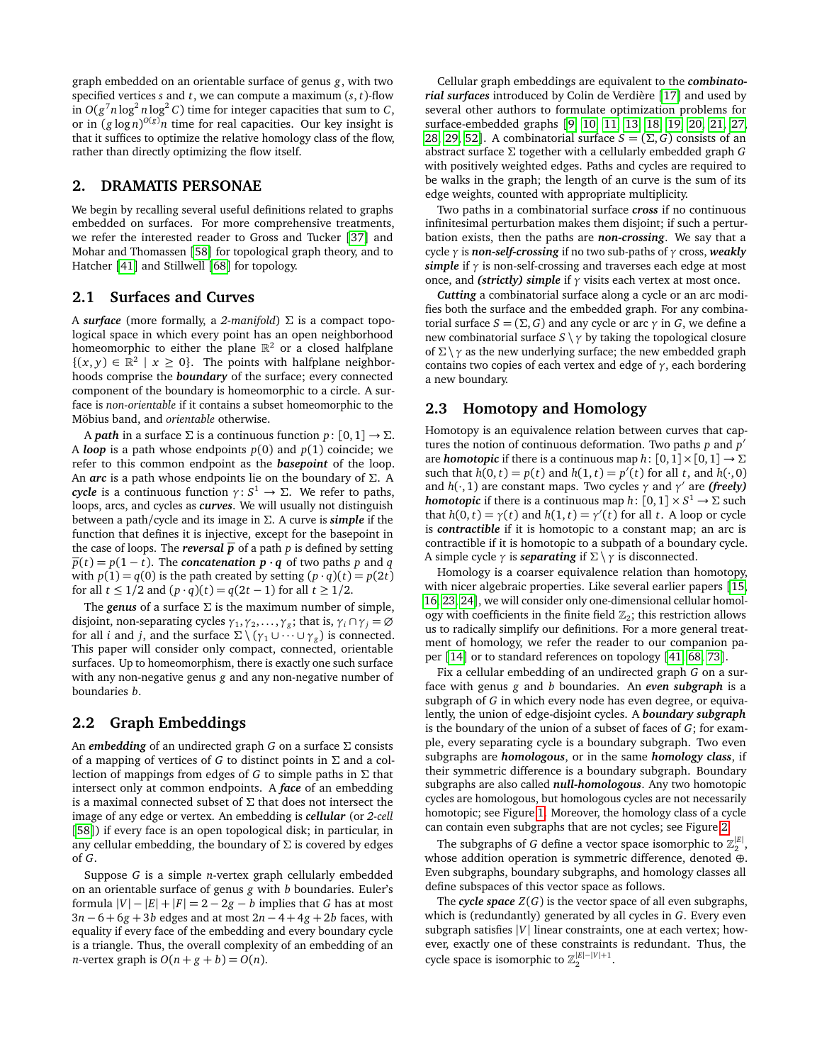graph embedded on an orientable surface of genus $g$, with two specified vertices $s$ and $t$, we can compute a maximum $(s,t)$-flow in $O(g^7 n \log^2 n \log^2 C)$ time for integer capacities that sum to $C$, or in $(g \log n)^{O(g)} n$ time for real capacities. Our key insight is that it suffices to optimize the relative homology class of the flow, rather than directly optimizing the flow itself.

## 2. DRAMATIS PERSONAE

We begin by recalling several useful definitions related to graphs embedded on surfaces. For more comprehensive treatments, we refer the interested reader to Gross and Tucker [37] and Mohar and Thomassen [58] for topological graph theory, and to Hatcher [41] and Stillwell [68] for topology.

### 2.1 Surfaces and Curves

A ***surface*** (more formally, a *2-manifold*) $\Sigma$ is a compact topological space in which every point has an open neighborhood homeomorphic to either the plane $\mathbb{R}^2$ or a closed halfplane $\{(x,y) \in \mathbb{R}^2 \mid x \geq 0\}$. The points with halfplane neighborhoods comprise the ***boundary*** of the surface; every connected component of the boundary is homeomorphic to a circle. A surface is *non-orientable* if it contains a subset homeomorphic to the Möbius band, and *orientable* otherwise.

A ***path*** in a surface $\Sigma$ is a continuous function $p\colon [0,1] \to \Sigma$. A ***loop*** is a path whose endpoints $p(0)$ and $p(1)$ coincide; we refer to this common endpoint as the ***basepoint*** of the loop. An ***arc*** is a path whose endpoints lie on the boundary of $\Sigma$. A ***cycle*** is a continuous function $\gamma\colon S^1 \to \Sigma$. We refer to paths, loops, arcs, and cycles as ***curves***. We will usually not distinguish between a path/cycle and its image in $\Sigma$. A curve is ***simple*** if the function that defines it is injective, except for the basepoint in the case of loops. The ***reversal*** $\overline{p}$ of a path $p$ is defined by setting $\overline{p}(t) = p(1-t)$. The ***concatenation*** $p \cdot q$ of two paths $p$ and $q$ with $p(1) = q(0)$ is the path created by setting $(p \cdot q)(t) = p(2t)$ for all $t \leq 1/2$ and $(p \cdot q)(t) = q(2t-1)$ for all $t \geq 1/2$.

The ***genus*** of a surface $\Sigma$ is the maximum number of simple, disjoint, non-separating cycles $\gamma_1, \gamma_2, \ldots, \gamma_g$; that is, $\gamma_i \cap \gamma_j = \varnothing$ for all $i$ and $j$, and the surface $\Sigma \setminus (\gamma_1 \cup \cdots \cup \gamma_g)$ is connected. This paper will consider only compact, connected, orientable surfaces. Up to homeomorphism, there is exactly one such surface with any non-negative genus $g$ and any non-negative number of boundaries $b$.

### 2.2 Graph Embeddings

An ***embedding*** of an undirected graph $G$ on a surface $\Sigma$ consists of a mapping of vertices of $G$ to distinct points in $\Sigma$ and a collection of mappings from edges of $G$ to simple paths in $\Sigma$ that intersect only at common endpoints. A ***face*** of an embedding is a maximal connected subset of $\Sigma$ that does not intersect the image of any edge or vertex. An embedding is ***cellular*** (or *2-cell* [58]) if every face is an open topological disk; in particular, in any cellular embedding, the boundary of $\Sigma$ is covered by edges of $G$.

Suppose $G$ is a simple $n$-vertex graph cellularly embedded on an orientable surface of genus $g$ with $b$ boundaries. Euler's formula $|V| - |E| + |F| = 2 - 2g - b$ implies that $G$ has at most $3n - 6 + 6g + 3b$ edges and at most $2n - 4 + 4g + 2b$ faces, with equality if every face of the embedding and every boundary cycle is a triangle. Thus, the overall complexity of an embedding of an $n$-vertex graph is $O(n + g + b) = O(n)$.

Cellular graph embeddings are equivalent to the ***combinatorial surfaces*** introduced by Colin de Verdière [17] and used by several other authors to formulate optimization problems for surface-embedded graphs [9, 10, 11, 13, 18, 19, 20, 21, 27, 28, 29, 52]. A combinatorial surface $S = (\Sigma, G)$ consists of an abstract surface $\Sigma$ together with a cellularly embedded graph $G$ with positively weighted edges. Paths and cycles are required to be walks in the graph; the length of an curve is the sum of its edge weights, counted with appropriate multiplicity.

Two paths in a combinatorial surface ***cross*** if no continuous infinitesimal perturbation makes them disjoint; if such a perturbation exists, then the paths are ***non-crossing***. We say that a cycle $\gamma$ is ***non-self-crossing*** if no two sub-paths of $\gamma$ cross, ***weakly simple*** if $\gamma$ is non-self-crossing and traverses each edge at most once, and ***(strictly) simple*** if $\gamma$ visits each vertex at most once.

***Cutting*** a combinatorial surface along a cycle or an arc modifies both the surface and the embedded graph. For any combinatorial surface $S = (\Sigma, G)$ and any cycle or arc $\gamma$ in $G$, we define a new combinatorial surface $S \setminus \gamma$ by taking the topological closure of $\Sigma \setminus \gamma$ as the new underlying surface; the new embedded graph contains two copies of each vertex and edge of $\gamma$, each bordering a new boundary.

### 2.3 Homotopy and Homology

Homotopy is an equivalence relation between curves that captures the notion of continuous deformation. Two paths $p$ and $p'$ are ***homotopic*** if there is a continuous map $h\colon [0,1] \times [0,1] \to \Sigma$ such that $h(0,t) = p(t)$ and $h(1,t) = p'(t)$ for all $t$, and $h(\cdot, 0)$ and $h(\cdot, 1)$ are constant maps. Two cycles $\gamma$ and $\gamma'$ are ***(freely) homotopic*** if there is a continuous map $h\colon [0,1] \times S^1 \to \Sigma$ such that $h(0,t) = \gamma(t)$ and $h(1,t) = \gamma'(t)$ for all $t$. A loop or cycle is ***contractible*** if it is homotopic to a constant map; an arc is contractible if it is homotopic to a subpath of a boundary cycle. A simple cycle $\gamma$ is ***separating*** if $\Sigma \setminus \gamma$ is disconnected.

Homology is a coarser equivalence relation than homotopy, with nicer algebraic properties. Like several earlier papers [15, 16, 23, 24], we will consider only one-dimensional cellular homology with coefficients in the finite field $\mathbb{Z}_2$; this restriction allows us to radically simplify our definitions. For a more general treatment of homology, we refer the reader to our companion paper [14] or to standard references on topology [41, 68, 73].

Fix a cellular embedding of an undirected graph $G$ on a surface with genus $g$ and $b$ boundaries. An ***even subgraph*** is a subgraph of $G$ in which every node has even degree, or equivalently, the union of edge-disjoint cycles. A ***boundary subgraph*** is the boundary of the union of a subset of faces of $G$; for example, every separating cycle is a boundary subgraph. Two even subgraphs are ***homologous***, or in the same ***homology class***, if their symmetric difference is a boundary subgraph. Boundary subgraphs are also called ***null-homologous***. Any two homotopic cycles are homologous, but homologous cycles are not necessarily homotopic; see Figure 1. Moreover, the homology class of a cycle can contain even subgraphs that are not cycles; see Figure 2.

The subgraphs of $G$ define a vector space isomorphic to $\mathbb{Z}_2^{|E|}$, whose addition operation is symmetric difference, denoted $\oplus$. Even subgraphs, boundary subgraphs, and homology classes all define subspaces of this vector space as follows.

The ***cycle space*** $Z(G)$ is the vector space of all even subgraphs, which is (redundantly) generated by all cycles in $G$. Every even subgraph satisfies $|V|$ linear constraints, one at each vertex; however, exactly one of these constraints is redundant. Thus, the cycle space is isomorphic to $\mathbb{Z}_2^{|E|-|V|+1}$.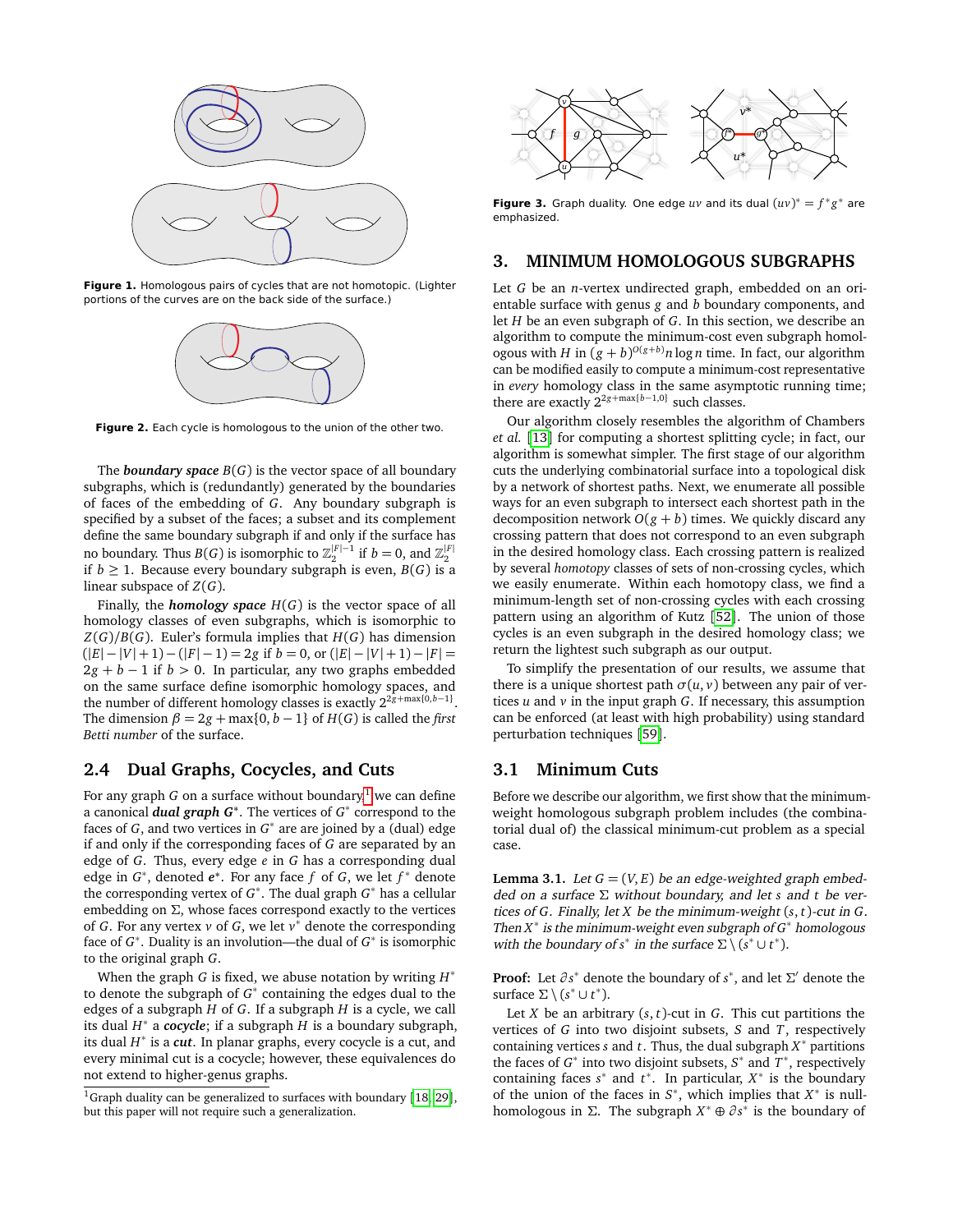**Figure 1.** Homologous pairs of cycles that are not homotopic. (Lighter portions of the curves are on the back side of the surface.)

**Figure 2.** Each cycle is homologous to the union of the other two.

The ***boundary space*** $B(G)$ is the vector space of all boundary subgraphs, which is (redundantly) generated by the boundaries of faces of the embedding of $G$. Any boundary subgraph is specified by a subset of the faces; a subset and its complement define the same boundary subgraph if and only if the surface has no boundary. Thus $B(G)$ is isomorphic to $\mathbb{Z}_2^{|F|-1}$ if $b = 0$, and $\mathbb{Z}_2^{|F|}$ if $b \geq 1$. Because every boundary subgraph is even, $B(G)$ is a linear subspace of $Z(G)$.

Finally, the ***homology space*** $H(G)$ is the vector space of all homology classes of even subgraphs, which is isomorphic to $Z(G)/B(G)$. Euler's formula implies that $H(G)$ has dimension $(|E|-|V|+1)-(|F|-1) = 2g$ if $b = 0$, or $(|E|-|V|+1)-|F| = 2g + b - 1$ if $b > 0$. In particular, any two graphs embedded on the same surface define isomorphic homology spaces, and the number of different homology classes is exactly $2^{2g+\max\{0,b-1\}}$. The dimension $\beta = 2g + \max\{0, b-1\}$ of $H(G)$ is called the *first Betti number* of the surface.

## 2.4 Dual Graphs, Cocycles, and Cuts

For any graph $G$ on a surface without boundary,[1] we can define a canonical ***dual graph*** $G^*$. The vertices of $G^*$ correspond to the faces of $G$, and two vertices in $G^*$ are joined by a (dual) edge if and only if the corresponding faces of $G$ are separated by an edge of $G$. Thus, every edge $e$ in $G$ has a corresponding dual edge in $G^*$, denoted $e^*$. For any face $f$ of $G$, we let $f^*$ denote the corresponding vertex of $G^*$. The dual graph $G^*$ has a cellular embedding on $\Sigma$, whose faces correspond exactly to the vertices of $G$. For any vertex $v$ of $G$, we let $v^*$ denote the corresponding face of $G^*$. Duality is an involution—the dual of $G^*$ is isomorphic to the original graph $G$.

When the graph $G$ is fixed, we abuse notation by writing $H^*$ to denote the subgraph of $G^*$ containing the edges dual to the edges of a subgraph $H$ of $G$. If a subgraph $H$ is a cycle, we call its dual $H^*$ a ***cocycle***; if a subgraph $H$ is a boundary subgraph, its dual $H^*$ is a ***cut***. In planar graphs, every cocycle is a cut, and every minimal cut is a cocycle; however, these equivalences do not extend to higher-genus graphs.

[1] Graph duality can be generalized to surfaces with boundary [18, 29], but this paper will not require such a generalization.

**Figure 3.** Graph duality. One edge $uv$ and its dual $(uv)^* = f^*g^*$ are emphasized.

# 3. MINIMUM HOMOLOGOUS SUBGRAPHS

Let $G$ be an $n$-vertex undirected graph, embedded on an orientable surface with genus $g$ and $b$ boundary components, and let $H$ be an even subgraph of $G$. In this section, we describe an algorithm to compute the minimum-cost even subgraph homologous with $H$ in $(g+b)^{O(g+b)} n \log n$ time. In fact, our algorithm can be modified easily to compute a minimum-cost representative in *every* homology class in the same asymptotic running time; there are exactly $2^{2g+\max\{b-1,0\}}$ such classes.

Our algorithm closely resembles the algorithm of Chambers *et al.* [13] for computing a shortest splitting cycle; in fact, our algorithm is somewhat simpler. The first stage of our algorithm cuts the underlying combinatorial surface into a topological disk by a network of shortest paths. Next, we enumerate all possible ways for an even subgraph to intersect each shortest path in the decomposition network $O(g+b)$ times. We quickly discard any crossing pattern that does not correspond to an even subgraph in the desired homology class. Each crossing pattern is realized by several *homotopy* classes of sets of non-crossing cycles, which we easily enumerate. Within each homotopy class, we find a minimum-length set of non-crossing cycles with each crossing pattern using an algorithm of Kutz [52]. The union of those cycles is an even subgraph in the desired homology class; we return the lightest such subgraph as our output.

To simplify the presentation of our results, we assume that there is a unique shortest path $\sigma(u,v)$ between any pair of vertices $u$ and $v$ in the input graph $G$. If necessary, this assumption can be enforced (at least with high probability) using standard perturbation techniques [59].

## 3.1 Minimum Cuts

Before we describe our algorithm, we first show that the minimum-weight homologous subgraph problem includes (the combinatorial dual of) the classical minimum-cut problem as a special case.

**Lemma 3.1.** *Let $G = (V,E)$ be an edge-weighted graph embedded on a surface $\Sigma$ without boundary, and let $s$ and $t$ be vertices of $G$. Finally, let $X$ be the minimum-weight $(s,t)$-cut in $G$. Then $X^*$ is the minimum-weight even subgraph of $G^*$ homologous with the boundary of $s^*$ in the surface $\Sigma \setminus (s^* \cup t^*)$.*

**Proof:** Let $\partial s^*$ denote the boundary of $s^*$, and let $\Sigma'$ denote the surface $\Sigma \setminus (s^* \cup t^*)$.

Let $X$ be an arbitrary $(s,t)$-cut in $G$. This cut partitions the vertices of $G$ into two disjoint subsets, $S$ and $T$, respectively containing vertices $s$ and $t$. Thus, the dual subgraph $X^*$ partitions the faces of $G^*$ into two disjoint subsets, $S^*$ and $T^*$, respectively containing faces $s^*$ and $t^*$. In particular, $X^*$ is the boundary of the union of the faces in $S^*$, which implies that $X^*$ is null-homologous in $\Sigma$. The subgraph $X^* \oplus \partial s^*$ is the boundary of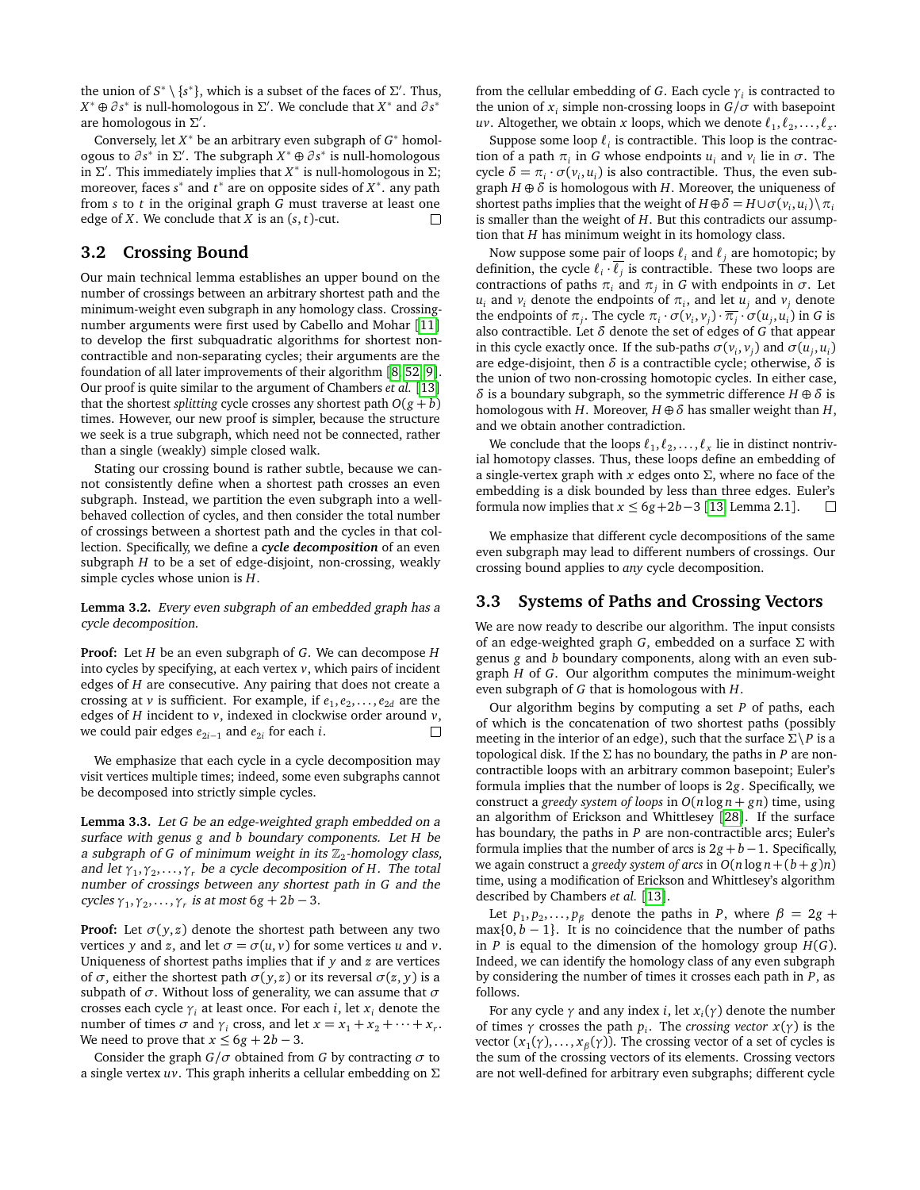the union of $S^* \setminus \{s^*\}$, which is a subset of the faces of $\Sigma'$. Thus, $X^* \oplus \partial s^*$ is null-homologous in $\Sigma'$. We conclude that $X^*$ and $\partial s^*$ are homologous in $\Sigma'$.

Conversely, let $X^*$ be an arbitrary even subgraph of $G^*$ homologous to $\partial s^*$ in $\Sigma'$. The subgraph $X^* \oplus \partial s^*$ is null-homologous in $\Sigma'$. This immediately implies that $X^*$ is null-homologous in $\Sigma$; moreover, faces $s^*$ and $t^*$ are on opposite sides of $X^*$. any path from $s$ to $t$ in the original graph $G$ must traverse at least one edge of $X$. We conclude that $X$ is an $(s,t)$-cut. □

## 3.2 Crossing Bound

Our main technical lemma establishes an upper bound on the number of crossings between an arbitrary shortest path and the minimum-weight even subgraph in any homology class. Crossing-number arguments were first used by Cabello and Mohar [11] to develop the first subquadratic algorithms for shortest non-contractible and non-separating cycles; their arguments are the foundation of all later improvements of their algorithm [8, 52, 9]. Our proof is quite similar to the argument of Chambers *et al.* [13] that the shortest *splitting* cycle crosses any shortest path $O(g+b)$ times. However, our new proof is simpler, because the structure we seek is a true subgraph, which need not be connected, rather than a single (weakly) simple closed walk.

Stating our crossing bound is rather subtle, because we cannot consistently define when a shortest path crosses an even subgraph. Instead, we partition the even subgraph into a well-behaved collection of cycles, and then consider the total number of crossings between a shortest path and the cycles in that collection. Specifically, we define a ***cycle decomposition*** of an even subgraph $H$ to be a set of edge-disjoint, non-crossing, weakly simple cycles whose union is $H$.

**Lemma 3.2.** *Every even subgraph of an embedded graph has a cycle decomposition.*

**Proof:** Let $H$ be an even subgraph of $G$. We can decompose $H$ into cycles by specifying, at each vertex $v$, which pairs of incident edges of $H$ are consecutive. Any pairing that does not create a crossing at $v$ is sufficient. For example, if $e_1, e_2, \ldots, e_{2d}$ are the edges of $H$ incident to $v$, indexed in clockwise order around $v$, we could pair edges $e_{2i-1}$ and $e_{2i}$ for each $i$. □

We emphasize that each cycle in a cycle decomposition may visit vertices multiple times; indeed, some even subgraphs cannot be decomposed into strictly simple cycles.

**Lemma 3.3.** *Let $G$ be an edge-weighted graph embedded on a surface with genus $g$ and $b$ boundary components. Let $H$ be a subgraph of $G$ of minimum weight in its $\mathbb{Z}_2$-homology class, and let $\gamma_1, \gamma_2, \ldots, \gamma_r$ be a cycle decomposition of $H$. The total number of crossings between any shortest path in $G$ and the cycles $\gamma_1, \gamma_2, \ldots, \gamma_r$ is at most $6g+2b-3$.*

**Proof:** Let $\sigma(y,z)$ denote the shortest path between any two vertices $y$ and $z$, and let $\sigma = \sigma(u,v)$ for some vertices $u$ and $v$. Uniqueness of shortest paths implies that if $y$ and $z$ are vertices of $\sigma$, either the shortest path $\sigma(y,z)$ or its reversal $\sigma(z,y)$ is a subpath of $\sigma$. Without loss of generality, we can assume that $\sigma$ crosses each cycle $\gamma_i$ at least once. For each $i$, let $x_i$ denote the number of times $\sigma$ and $\gamma_i$ cross, and let $x = x_1 + x_2 + \cdots + x_r$. We need to prove that $x \le 6g+2b-3$.

Consider the graph $G/\sigma$ obtained from $G$ by contracting $\sigma$ to a single vertex $uv$. This graph inherits a cellular embedding on $\Sigma$ from the cellular embedding of $G$. Each cycle $\gamma_i$ is contracted to the union of $x_i$ simple non-crossing loops in $G/\sigma$ with basepoint $uv$. Altogether, we obtain $x$ loops, which we denote $\ell_1, \ell_2, \ldots, \ell_x$.

Suppose some loop $\ell_i$ is contractible. This loop is the contraction of a path $\pi_i$ in $G$ whose endpoints $u_i$ and $v_i$ lie in $\sigma$. The cycle $\delta = \pi_i \cdot \sigma(v_i, u_i)$ is also contractible. Thus, the even subgraph $H \oplus \delta$ is homologous with $H$. Moreover, the uniqueness of shortest paths implies that the weight of $H \oplus \delta = H \cup \sigma(v_i,u_i) \setminus \pi_i$ is smaller than the weight of $H$. But this contradicts our assumption that $H$ has minimum weight in its homology class.

Now suppose some pair of loops $\ell_i$ and $\ell_j$ are homotopic; by definition, the cycle $\ell_i \cdot \overline{\ell_j}$ is contractible. These two loops are contractions of paths $\pi_i$ and $\pi_j$ in $G$ with endpoints in $\sigma$. Let $u_i$ and $v_i$ denote the endpoints of $\pi_i$, and let $u_j$ and $v_j$ denote the endpoints of $\pi_j$. The cycle $\pi_i \cdot \sigma(v_i, v_j) \cdot \overline{\pi_j} \cdot \sigma(u_j, u_i)$ in $G$ is also contractible. Let $\delta$ denote the set of edges of $G$ that appear in this cycle exactly once. If the sub-paths $\sigma(v_i, v_j)$ and $\sigma(u_j, u_i)$ are edge-disjoint, then $\delta$ is a contractible cycle; otherwise, $\delta$ is the union of two non-crossing homotopic cycles. In either case, $\delta$ is a boundary subgraph, so the symmetric difference $H \oplus \delta$ is homologous with $H$. Moreover, $H \oplus \delta$ has smaller weight than $H$, and we obtain another contradiction.

We conclude that the loops $\ell_1, \ell_2, \ldots, \ell_x$ lie in distinct nontrivial homotopy classes. Thus, these loops define an embedding of a single-vertex graph with $x$ edges onto $\Sigma$, where no face of the embedding is a disk bounded by less than three edges. Euler's formula now implies that $x \le 6g+2b-3$ [13, Lemma 2.1]. □

We emphasize that different cycle decompositions of the same even subgraph may lead to different numbers of crossings. Our crossing bound applies to *any* cycle decomposition.

## 3.3 Systems of Paths and Crossing Vectors

We are now ready to describe our algorithm. The input consists of an edge-weighted graph $G$, embedded on a surface $\Sigma$ with genus $g$ and $b$ boundary components, along with an even subgraph $H$ of $G$. Our algorithm computes the minimum-weight even subgraph of $G$ that is homologous with $H$.

Our algorithm begins by computing a set $P$ of paths, each of which is the concatenation of two shortest paths (possibly meeting in the interior of an edge), such that the surface $\Sigma \setminus P$ is a topological disk. If the $\Sigma$ has no boundary, the paths in $P$ are non-contractible loops with an arbitrary common basepoint; Euler's formula implies that the number of loops is $2g$. Specifically, we construct a *greedy system of loops* in $O(n \log n + gn)$ time, using an algorithm of Erickson and Whittlesey [28]. If the surface has boundary, the paths in $P$ are non-contractible arcs; Euler's formula implies that the number of arcs is $2g+b-1$. Specifically, we again construct a *greedy system of arcs* in $O(n \log n + (b+g)n)$ time, using a modification of Erickson and Whittlesey's algorithm described by Chambers *et al.* [13].

Let $p_1, p_2, \ldots, p_\beta$ denote the paths in $P$, where $\beta = 2g + \max\{0, b-1\}$. It is no coincidence that the number of paths in $P$ is equal to the dimension of the homology group $H(G)$. Indeed, we can identify the homology class of any even subgraph by considering the number of times it crosses each path in $P$, as follows.

For any cycle $\gamma$ and any index $i$, let $x_i(\gamma)$ denote the number of times $\gamma$ crosses the path $p_i$. The *crossing vector* $x(\gamma)$ is the vector $(x_1(\gamma), \ldots, x_\beta(\gamma))$. The crossing vector of a set of cycles is the sum of the crossing vectors of its elements. Crossing vectors are not well-defined for arbitrary even subgraphs; different cycle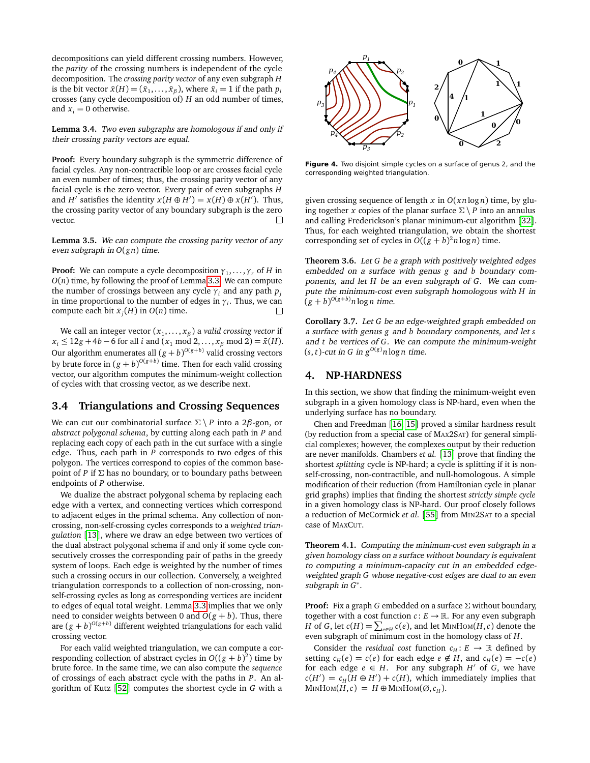decompositions can yield different crossing numbers. However, the *parity* of the crossing numbers is independent of the cycle decomposition. The *crossing parity vector* of any even subgraph $H$ is the bit vector $\bar{x}(H) = (\bar{x}_1, \ldots, \bar{x}_\beta)$, where $\bar{x}_i = 1$ if the path $p_i$ crosses (any cycle decomposition of) $H$ an odd number of times, and $x_i = 0$ otherwise.

**Lemma 3.4.** *Two even subgraphs are homologous if and only if their crossing parity vectors are equal.*

**Proof:** Every boundary subgraph is the symmetric difference of facial cycles. Any non-contractible loop or arc crosses facial cycle an even number of times; thus, the crossing parity vector of any facial cycle is the zero vector. Every pair of even subgraphs $H$ and $H'$ satisfies the identity $x(H \oplus H') = x(H) \oplus x(H')$. Thus, the crossing parity vector of any boundary subgraph is the zero vector. □

**Lemma 3.5.** *We can compute the crossing parity vector of any even subgraph in $O(gn)$ time.*

**Proof:** We can compute a cycle decomposition $\gamma_1, \ldots, \gamma_r$ of $H$ in $O(n)$ time, by following the proof of Lemma 3.3. We can compute the number of crossings between any cycle $\gamma_i$ and any path $p_j$ in time proportional to the number of edges in $\gamma_i$. Thus, we can compute each bit $\bar{x}_j(H)$ in $O(n)$ time. □

We call an integer vector $(x_1, \ldots, x_\beta)$ a *valid crossing vector* if $x_i \le 12g + 4b - 6$ for all $i$ and $(x_1 \bmod 2, \ldots, x_\beta \bmod 2) = \bar{x}(H)$. Our algorithm enumerates all $(g+b)^{O(g+b)}$ valid crossing vectors by brute force in $(g+b)^{O(g+b)}$ time. Then for each valid crossing vector, our algorithm computes the minimum-weight collection of cycles with that crossing vector, as we describe next.

### 3.4 Triangulations and Crossing Sequences

We can cut our combinatorial surface $\Sigma \setminus P$ into a $2\beta$-gon, or *abstract polygonal schema*, by cutting along each path in $P$ and replacing each copy of each path in the cut surface with a single edge. Thus, each path in $P$ corresponds to two edges of this polygon. The vertices correspond to copies of the common basepoint of $P$ if $\Sigma$ has no boundary, or to boundary paths between endpoints of $P$ otherwise.

We dualize the abstract polygonal schema by replacing each edge with a vertex, and connecting vertices which correspond to adjacent edges in the primal schema. Any collection of non-crossing, non-self-crossing cycles corresponds to a *weighted triangulation* [13], where we draw an edge between two vertices of the dual abstract polygonal schema if and only if some cycle consecutively crosses the corresponding pair of paths in the greedy system of loops. Each edge is weighted by the number of times such a crossing occurs in our collection. Conversely, a weighted triangulation corresponds to a collection of non-crossing, non-self-crossing cycles as long as corresponding vertices are incident to edges of equal total weight. Lemma 3.3 implies that we only need to consider weights between 0 and $O(g+b)$. Thus, there are $(g+b)^{O(g+b)}$ different weighted triangulations for each valid crossing vector.

For each valid weighted triangulation, we can compute a corresponding collection of abstract cycles in $O((g+b)^2)$ time by brute force. In the same time, we can also compute the *sequence* of crossings of each abstract cycle with the paths in $P$. An algorithm of Kutz [52] computes the shortest cycle in $G$ with a given crossing sequence of length $x$ in $O(xn \log n)$ time, by gluing together $x$ copies of the planar surface $\Sigma \setminus P$ into an annulus and calling Frederickson's planar minimum-cut algorithm [32]. Thus, for each weighted triangulation, we obtain the shortest corresponding set of cycles in $O((g+b)^2 n \log n)$ time.

**Figure 4.** Two disjoint simple cycles on a surface of genus 2, and the corresponding weighted triangulation.

**Theorem 3.6.** *Let $G$ be a graph with positively weighted edges embedded on a surface with genus $g$ and $b$ boundary components, and let $H$ be an even subgraph of $G$. We can compute the minimum-cost even subgraph homologous with $H$ in $(g+b)^{O(g+b)} n \log n$ time.*

**Corollary 3.7.** *Let $G$ be an edge-weighted graph embedded on a surface with genus $g$ and $b$ boundary components, and let $s$ and $t$ be vertices of $G$. We can compute the minimum-weight $(s,t)$-cut in $G$ in $g^{O(g)} n \log n$ time.*

## 4. NP-HARDNESS

In this section, we show that finding the minimum-weight even subgraph in a given homology class is NP-hard, even when the underlying surface has no boundary.

Chen and Freedman [16, 15] proved a similar hardness result (by reduction from a special case of MAX2SAT) for general simplicial complexes; however, the complexes output by their reduction are never manifolds. Chambers *et al.* [13] prove that finding the shortest *splitting* cycle is NP-hard; a cycle is splitting if it is non-self-crossing, non-contractible, and null-homologous. A simple modification of their reduction (from Hamiltonian cycle in planar grid graphs) implies that finding the shortest *strictly simple cycle* in a given homology class is NP-hard. Our proof closely follows a reduction of McCormick *et al.* [55] from MIN2SAT to a special case of MAXCUT.

**Theorem 4.1.** *Computing the minimum-cost even subgraph in a given homology class on a surface without boundary is equivalent to computing a minimum-capacity cut in an embedded edge-weighted graph $G$ whose negative-cost edges are dual to an even subgraph in $G^*$.*

**Proof:** Fix a graph $G$ embedded on a surface $\Sigma$ without boundary, together with a cost function $c\colon E \to \mathbb{R}$. For any even subgraph $H$ of $G$, let $c(H) = \sum_{e \in H} c(e)$, and let MINHOM$(H, c)$ denote the even subgraph of minimum cost in the homology class of $H$.

Consider the *residual cost* function $c_H\colon E \to \mathbb{R}$ defined by setting $c_H(e) = c(e)$ for each edge $e \notin H$, and $c_H(e) = -c(e)$ for each edge $e \in H$. For any subgraph $H'$ of $G$, we have $c(H') = c_H(H \oplus H') + c(H)$, which immediately implies that MINHOM$(H, c) = H \oplus$ MINHOM$(\varnothing, c_H)$.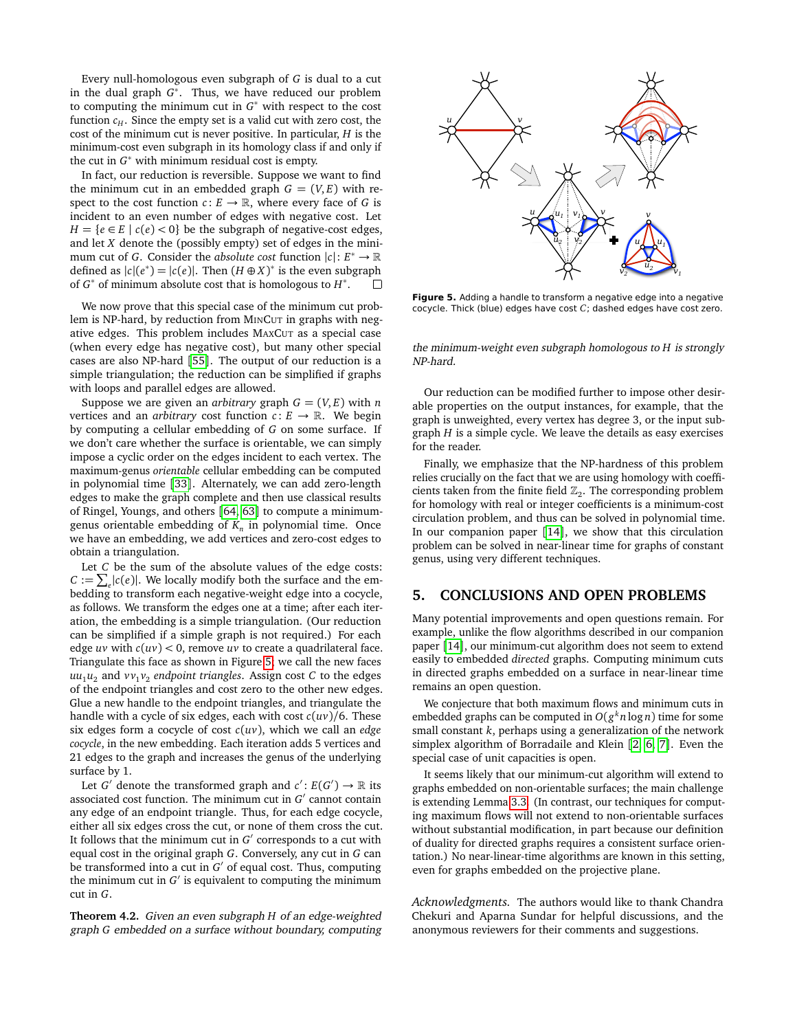Every null-homologous even subgraph of $G$ is dual to a cut in the dual graph $G^*$. Thus, we have reduced our problem to computing the minimum cut in $G^*$ with respect to the cost function $c_H$. Since the empty set is a valid cut with zero cost, the cost of the minimum cut is never positive. In particular, $H$ is the minimum-cost even subgraph in its homology class if and only if the cut in $G^*$ with minimum residual cost is empty.

In fact, our reduction is reversible. Suppose we want to find the minimum cut in an embedded graph $G = (V, E)$ with respect to the cost function $c: E \to \mathbb{R}$, where every face of $G$ is incident to an even number of edges with negative cost. Let $H = \{e \in E \mid c(e) < 0\}$ be the subgraph of negative-cost edges, and let $X$ denote the (possibly empty) set of edges in the minimum cut of $G$. Consider the *absolute cost* function $|c|: E^* \to \mathbb{R}$ defined as $|c|(e^*) = |c(e)|$. Then $(H \oplus X)^*$ is the even subgraph of $G^*$ of minimum absolute cost that is homologous to $H^*$. □

We now prove that this special case of the minimum cut problem is NP-hard, by reduction from MinCut in graphs with negative edges. This problem includes MaxCut as a special case (when every edge has negative cost), but many other special cases are also NP-hard [55]. The output of our reduction is a simple triangulation; the reduction can be simplified if graphs with loops and parallel edges are allowed.

Suppose we are given an *arbitrary* graph $G = (V, E)$ with $n$ vertices and an *arbitrary* cost function $c: E \to \mathbb{R}$. We begin by computing a cellular embedding of $G$ on some surface. If we don't care whether the surface is orientable, we can simply impose a cyclic order on the edges incident to each vertex. The maximum-genus *orientable* cellular embedding can be computed in polynomial time [33]. Alternately, we can add zero-length edges to make the graph complete and then use classical results of Ringel, Youngs, and others [64, 63] to compute a minimum-genus orientable embedding of $K_n$ in polynomial time. Once we have an embedding, we add vertices and zero-cost edges to obtain a triangulation.

Let $C$ be the sum of the absolute values of the edge costs: $C := \sum_e |c(e)|$. We locally modify both the surface and the embedding to transform each negative-weight edge into a cocycle, as follows. We transform the edges one at a time; after each iteration, the embedding is a simple triangulation. (Our reduction can be simplified if a simple graph is not required.) For each edge $uv$ with $c(uv) < 0$, remove $uv$ to create a quadrilateral face. Triangulate this face as shown in Figure 5; we call the new faces $uu_1u_2$ and $vv_1v_2$ *endpoint triangles*. Assign cost $C$ to the edges of the endpoint triangles and cost zero to the other new edges. Glue a new handle to the endpoint triangles, and triangulate the handle with a cycle of six edges, each with cost $c(uv)/6$. These six edges form a cocycle of cost $c(uv)$, which we call an *edge cocycle*, in the new embedding. Each iteration adds 5 vertices and 21 edges to the graph and increases the genus of the underlying surface by 1.

Let $G'$ denote the transformed graph and $c': E(G') \to \mathbb{R}$ its associated cost function. The minimum cut in $G'$ cannot contain any edge of an endpoint triangle. Thus, for each edge cocycle, either all six edges cross the cut, or none of them cross the cut. It follows that the minimum cut in $G'$ corresponds to a cut with equal cost in the original graph $G$. Conversely, any cut in $G$ can be transformed into a cut in $G'$ of equal cost. Thus, computing the minimum cut in $G'$ is equivalent to computing the minimum cut in $G$.

**Theorem 4.2.** *Given an even subgraph $H$ of an edge-weighted graph $G$ embedded on a surface without boundary, computing the minimum-weight even subgraph homologous to $H$ is strongly NP-hard.*

**Figure 5.** Adding a handle to transform a negative edge into a negative cocycle. Thick (blue) edges have cost $C$; dashed edges have cost zero.

Our reduction can be modified further to impose other desirable properties on the output instances, for example, that the graph is unweighted, every vertex has degree 3, or the input subgraph $H$ is a simple cycle. We leave the details as easy exercises for the reader.

Finally, we emphasize that the NP-hardness of this problem relies crucially on the fact that we are using homology with coefficients taken from the finite field $\mathbb{Z}_2$. The corresponding problem for homology with real or integer coefficients is a minimum-cost circulation problem, and thus can be solved in polynomial time. In our companion paper [14], we show that this circulation problem can be solved in near-linear time for graphs of constant genus, using very different techniques.

## 5. CONCLUSIONS AND OPEN PROBLEMS

Many potential improvements and open questions remain. For example, unlike the flow algorithms described in our companion paper [14], our minimum-cut algorithm does not seem to extend easily to embedded *directed* graphs. Computing minimum cuts in directed graphs embedded on a surface in near-linear time remains an open question.

We conjecture that both maximum flows and minimum cuts in embedded graphs can be computed in $O(g^k n \log n)$ time for some small constant $k$, perhaps using a generalization of the network simplex algorithm of Borradaile and Klein [2, 6, 7]. Even the special case of unit capacities is open.

It seems likely that our minimum-cut algorithm will extend to graphs embedded on non-orientable surfaces; the main challenge is extending Lemma 3.3. (In contrast, our techniques for computing maximum flows will not extend to non-orientable surfaces without substantial modification, in part because our definition of duality for directed graphs requires a consistent surface orientation.) No near-linear-time algorithms are known in this setting, even for graphs embedded on the projective plane.

*Acknowledgments.* The authors would like to thank Chandra Chekuri and Aparna Sundar for helpful discussions, and the anonymous reviewers for their comments and suggestions.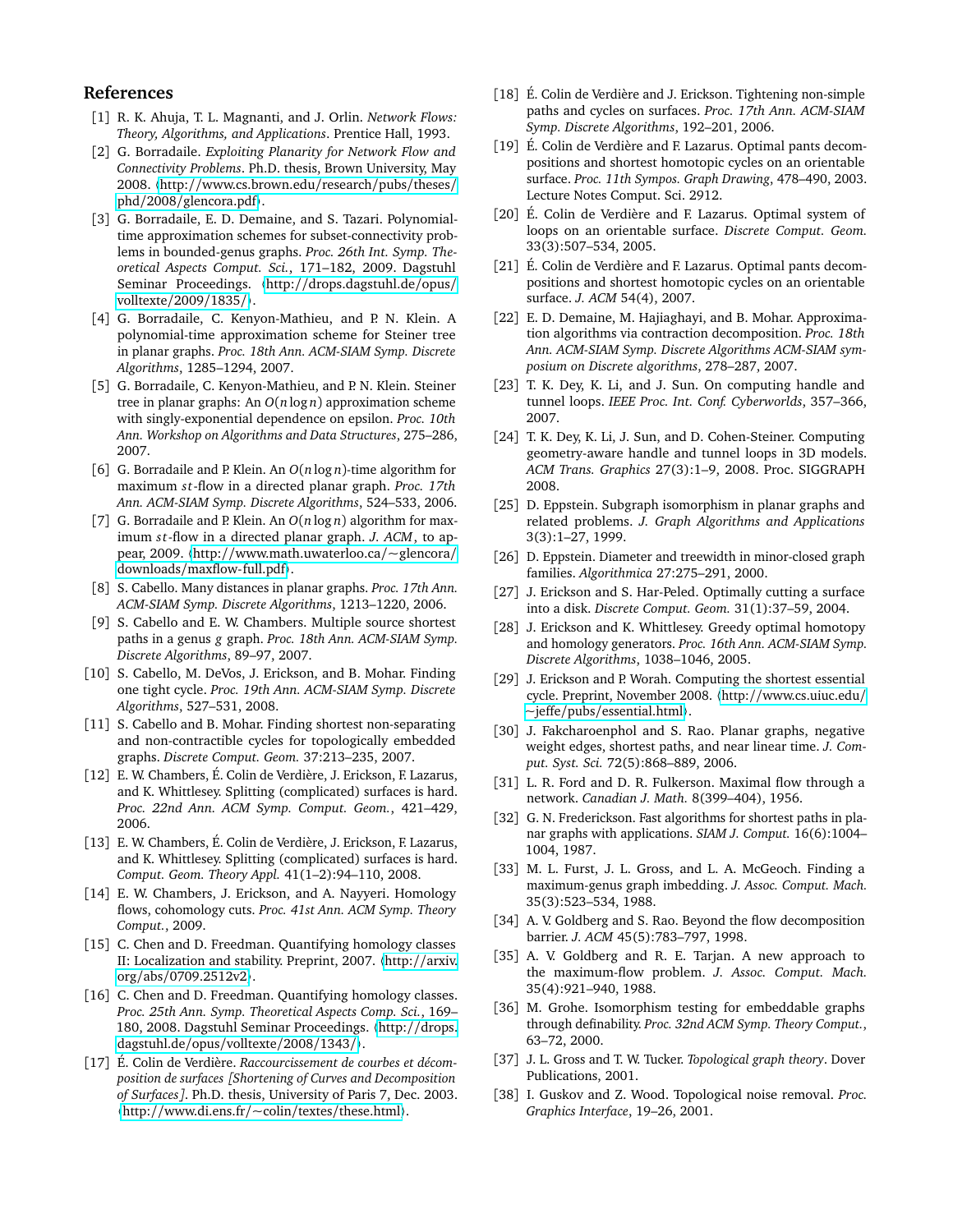## References

[1] R. K. Ahuja, T. L. Magnanti, and J. Orlin. *Network Flows: Theory, Algorithms, and Applications*. Prentice Hall, 1993.

[2] G. Borradaile. *Exploiting Planarity for Network Flow and Connectivity Problems*. Ph.D. thesis, Brown University, May 2008. ⟨http://www.cs.brown.edu/research/pubs/theses/phd/2008/glencora.pdf⟩.

[3] G. Borradaile, E. D. Demaine, and S. Tazari. Polynomial-time approximation schemes for subset-connectivity problems in bounded-genus graphs. *Proc. 26th Int. Symp. Theoretical Aspects Comput. Sci.*, 171–182, 2009. Dagstuhl Seminar Proceedings. ⟨http://drops.dagstuhl.de/opus/volltexte/2009/1835/⟩.

[4] G. Borradaile, C. Kenyon-Mathieu, and P. N. Klein. A polynomial-time approximation scheme for Steiner tree in planar graphs. *Proc. 18th Ann. ACM-SIAM Symp. Discrete Algorithms*, 1285–1294, 2007.

[5] G. Borradaile, C. Kenyon-Mathieu, and P. N. Klein. Steiner tree in planar graphs: An $O(n \log n)$ approximation scheme with singly-exponential dependence on epsilon. *Proc. 10th Ann. Workshop on Algorithms and Data Structures*, 275–286, 2007.

[6] G. Borradaile and P. Klein. An $O(n \log n)$-time algorithm for maximum $st$-flow in a directed planar graph. *Proc. 17th Ann. ACM-SIAM Symp. Discrete Algorithms*, 524–533, 2006.

[7] G. Borradaile and P. Klein. An $O(n \log n)$ algorithm for maximum $st$-flow in a directed planar graph. *J. ACM*, to appear, 2009. ⟨http://www.math.uwaterloo.ca/~glencora/downloads/maxflow-full.pdf⟩.

[8] S. Cabello. Many distances in planar graphs. *Proc. 17th Ann. ACM-SIAM Symp. Discrete Algorithms*, 1213–1220, 2006.

[9] S. Cabello and E. W. Chambers. Multiple source shortest paths in a genus $g$ graph. *Proc. 18th Ann. ACM-SIAM Symp. Discrete Algorithms*, 89–97, 2007.

[10] S. Cabello, M. DeVos, J. Erickson, and B. Mohar. Finding one tight cycle. *Proc. 19th Ann. ACM-SIAM Symp. Discrete Algorithms*, 527–531, 2008.

[11] S. Cabello and B. Mohar. Finding shortest non-separating and non-contractible cycles for topologically embedded graphs. *Discrete Comput. Geom.* 37:213–235, 2007.

[12] E. W. Chambers, É. Colin de Verdière, J. Erickson, F. Lazarus, and K. Whittlesey. Splitting (complicated) surfaces is hard. *Proc. 22nd Ann. ACM Symp. Comput. Geom.*, 421–429, 2006.

[13] E. W. Chambers, É. Colin de Verdière, J. Erickson, F. Lazarus, and K. Whittlesey. Splitting (complicated) surfaces is hard. *Comput. Geom. Theory Appl.* 41(1–2):94–110, 2008.

[14] E. W. Chambers, J. Erickson, and A. Nayyeri. Homology flows, cohomology cuts. *Proc. 41st Ann. ACM Symp. Theory Comput.*, 2009.

[15] C. Chen and D. Freedman. Quantifying homology classes II: Localization and stability. Preprint, 2007. ⟨http://arxiv.org/abs/0709.2512v2⟩.

[16] C. Chen and D. Freedman. Quantifying homology classes. *Proc. 25th Ann. Symp. Theoretical Aspects Comp. Sci.*, 169–180, 2008. Dagstuhl Seminar Proceedings. ⟨http://drops.dagstuhl.de/opus/volltexte/2008/1343/⟩.

[17] É. Colin de Verdière. *Raccourcissement de courbes et décomposition de surfaces [Shortening of Curves and Decomposition of Surfaces]*. Ph.D. thesis, University of Paris 7, Dec. 2003. ⟨http://www.di.ens.fr/~colin/textes/these.html⟩.

[18] É. Colin de Verdière and J. Erickson. Tightening non-simple paths and cycles on surfaces. *Proc. 17th Ann. ACM-SIAM Symp. Discrete Algorithms*, 192–201, 2006.

[19] É. Colin de Verdière and F. Lazarus. Optimal pants decompositions and shortest homotopic cycles on an orientable surface. *Proc. 11th Sympos. Graph Drawing*, 478–490, 2003. Lecture Notes Comput. Sci. 2912.

[20] É. Colin de Verdière and F. Lazarus. Optimal system of loops on an orientable surface. *Discrete Comput. Geom.* 33(3):507–534, 2005.

[21] É. Colin de Verdière and F. Lazarus. Optimal pants decompositions and shortest homotopic cycles on an orientable surface. *J. ACM* 54(4), 2007.

[22] E. D. Demaine, M. Hajiaghayi, and B. Mohar. Approximation algorithms via contraction decomposition. *Proc. 18th Ann. ACM-SIAM Symp. Discrete Algorithms ACM-SIAM symposium on Discrete algorithms*, 278–287, 2007.

[23] T. K. Dey, K. Li, and J. Sun. On computing handle and tunnel loops. *IEEE Proc. Int. Conf. Cyberworlds*, 357–366, 2007.

[24] T. K. Dey, K. Li, J. Sun, and D. Cohen-Steiner. Computing geometry-aware handle and tunnel loops in 3D models. *ACM Trans. Graphics* 27(3):1–9, 2008. Proc. SIGGRAPH 2008.

[25] D. Eppstein. Subgraph isomorphism in planar graphs and related problems. *J. Graph Algorithms and Applications* 3(3):1–27, 1999.

[26] D. Eppstein. Diameter and treewidth in minor-closed graph families. *Algorithmica* 27:275–291, 2000.

[27] J. Erickson and S. Har-Peled. Optimally cutting a surface into a disk. *Discrete Comput. Geom.* 31(1):37–59, 2004.

[28] J. Erickson and K. Whittlesey. Greedy optimal homotopy and homology generators. *Proc. 16th Ann. ACM-SIAM Symp. Discrete Algorithms*, 1038–1046, 2005.

[29] J. Erickson and P. Worah. Computing the shortest essential cycle. Preprint, November 2008. ⟨http://www.cs.uiuc.edu/~jeffe/pubs/essential.html⟩.

[30] J. Fakcharoenphol and S. Rao. Planar graphs, negative weight edges, shortest paths, and near linear time. *J. Comput. Syst. Sci.* 72(5):868–889, 2006.

[31] L. R. Ford and D. R. Fulkerson. Maximal flow through a network. *Canadian J. Math.* 8(399–404), 1956.

[32] G. N. Frederickson. Fast algorithms for shortest paths in planar graphs with applications. *SIAM J. Comput.* 16(6):1004–1004, 1987.

[33] M. L. Furst, J. L. Gross, and L. A. McGeoch. Finding a maximum-genus graph imbedding. *J. Assoc. Comput. Mach.* 35(3):523–534, 1988.

[34] A. V. Goldberg and S. Rao. Beyond the flow decomposition barrier. *J. ACM* 45(5):783–797, 1998.

[35] A. V. Goldberg and R. E. Tarjan. A new approach to the maximum-flow problem. *J. Assoc. Comput. Mach.* 35(4):921–940, 1988.

[36] M. Grohe. Isomorphism testing for embeddable graphs through definability. *Proc. 32nd ACM Symp. Theory Comput.*, 63–72, 2000.

[37] J. L. Gross and T. W. Tucker. *Topological graph theory*. Dover Publications, 2001.

[38] I. Guskov and Z. Wood. Topological noise removal. *Proc. Graphics Interface*, 19–26, 2001.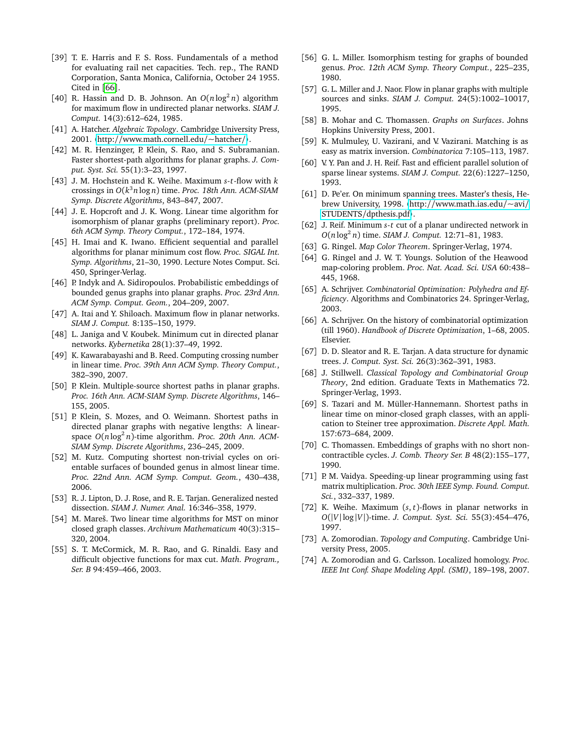[39] T. E. Harris and F. S. Ross. Fundamentals of a method for evaluating rail net capacities. Tech. rep., The RAND Corporation, Santa Monica, California, October 24 1955. Cited in [66].

[40] R. Hassin and D. B. Johnson. An $O(n \log^2 n)$ algorithm for maximum flow in undirected planar networks. *SIAM J. Comput.* 14(3):612–624, 1985.

[41] A. Hatcher. *Algebraic Topology*. Cambridge University Press, 2001. ⟨http://www.math.cornell.edu/~hatcher/⟩.

[42] M. R. Henzinger, P. Klein, S. Rao, and S. Subramanian. Faster shortest-path algorithms for planar graphs. *J. Comput. Syst. Sci.* 55(1):3–23, 1997.

[43] J. M. Hochstein and K. Weihe. Maximum $s$-$t$-flow with $k$ crossings in $O(k^3 n \log n)$ time. *Proc. 18th Ann. ACM-SIAM Symp. Discrete Algorithms*, 843–847, 2007.

[44] J. E. Hopcroft and J. K. Wong. Linear time algorithm for isomorphism of planar graphs (preliminary report). *Proc. 6th ACM Symp. Theory Comput.*, 172–184, 1974.

[45] H. Imai and K. Iwano. Efficient sequential and parallel algorithms for planar minimum cost flow. *Proc. SIGAL Int. Symp. Algorithms*, 21–30, 1990. Lecture Notes Comput. Sci. 450, Springer-Verlag.

[46] P. Indyk and A. Sidiropoulos. Probabilistic embeddings of bounded genus graphs into planar graphs. *Proc. 23rd Ann. ACM Symp. Comput. Geom.*, 204–209, 2007.

[47] A. Itai and Y. Shiloach. Maximum flow in planar networks. *SIAM J. Comput.* 8:135–150, 1979.

[48] L. Janiga and V. Koubek. Minimum cut in directed planar networks. *Kybernetika* 28(1):37–49, 1992.

[49] K. Kawarabayashi and B. Reed. Computing crossing number in linear time. *Proc. 39th Ann ACM Symp. Theory Comput.*, 382–390, 2007.

[50] P. Klein. Multiple-source shortest paths in planar graphs. *Proc. 16th Ann. ACM-SIAM Symp. Discrete Algorithms*, 146–155, 2005.

[51] P. Klein, S. Mozes, and O. Weimann. Shortest paths in directed planar graphs with negative lengths: A linear-space $O(n \log^2 n)$-time algorithm. *Proc. 20th Ann. ACM-SIAM Symp. Discrete Algorithms*, 236–245, 2009.

[52] M. Kutz. Computing shortest non-trivial cycles on orientable surfaces of bounded genus in almost linear time. *Proc. 22nd Ann. ACM Symp. Comput. Geom.*, 430–438, 2006.

[53] R. J. Lipton, D. J. Rose, and R. E. Tarjan. Generalized nested dissection. *SIAM J. Numer. Anal.* 16:346–358, 1979.

[54] M. Mareš. Two linear time algorithms for MST on minor closed graph classes. *Archivum Mathematicum* 40(3):315–320, 2004.

[55] S. T. McCormick, M. R. Rao, and G. Rinaldi. Easy and difficult objective functions for max cut. *Math. Program., Ser. B* 94:459–466, 2003.

[56] G. L. Miller. Isomorphism testing for graphs of bounded genus. *Proc. 12th ACM Symp. Theory Comput.*, 225–235, 1980.

[57] G. L. Miller and J. Naor. Flow in planar graphs with multiple sources and sinks. *SIAM J. Comput.* 24(5):1002–10017, 1995.

[58] B. Mohar and C. Thomassen. *Graphs on Surfaces*. Johns Hopkins University Press, 2001.

[59] K. Mulmuley, U. Vazirani, and V. Vazirani. Matching is as easy as matrix inversion. *Combinatorica* 7:105–113, 1987.

[60] V. Y. Pan and J. H. Reif. Fast and efficient parallel solution of sparse linear systems. *SIAM J. Comput.* 22(6):1227–1250, 1993.

[61] D. Pe'er. On minimum spanning trees. Master's thesis, Hebrew University, 1998. ⟨http://www.math.ias.edu/~avi/STUDENTS/dpthesis.pdf⟩.

[62] J. Reif. Minimum $s$-$t$ cut of a planar undirected network in $O(n \log^2 n)$ time. *SIAM J. Comput.* 12:71–81, 1983.

[63] G. Ringel. *Map Color Theorem*. Springer-Verlag, 1974.

[64] G. Ringel and J. W. T. Youngs. Solution of the Heawood map-coloring problem. *Proc. Nat. Acad. Sci. USA* 60:438–445, 1968.

[65] A. Schrijver. *Combinatorial Optimization: Polyhedra and Efficiency*. Algorithms and Combinatorics 24. Springer-Verlag, 2003.

[66] A. Schrijver. On the history of combinatorial optimization (till 1960). *Handbook of Discrete Optimization*, 1–68, 2005. Elsevier.

[67] D. D. Sleator and R. E. Tarjan. A data structure for dynamic trees. *J. Comput. Syst. Sci.* 26(3):362–391, 1983.

[68] J. Stillwell. *Classical Topology and Combinatorial Group Theory*, 2nd edition. Graduate Texts in Mathematics 72. Springer-Verlag, 1993.

[69] S. Tazari and M. Müller-Hannemann. Shortest paths in linear time on minor-closed graph classes, with an application to Steiner tree approximation. *Discrete Appl. Math.* 157:673–684, 2009.

[70] C. Thomassen. Embeddings of graphs with no short noncontractible cycles. *J. Comb. Theory Ser. B* 48(2):155–177, 1990.

[71] P. M. Vaidya. Speeding-up linear programming using fast matrix multiplication. *Proc. 30th IEEE Symp. Found. Comput. Sci.*, 332–337, 1989.

[72] K. Weihe. Maximum $(s,t)$-flows in planar networks in $O(|V|\log|V|)$-time. *J. Comput. Syst. Sci.* 55(3):454–476, 1997.

[73] A. Zomorodian. *Topology and Computing*. Cambridge University Press, 2005.

[74] A. Zomorodian and G. Carlsson. Localized homology. *Proc. IEEE Int Conf. Shape Modeling Appl. (SMI)*, 189–198, 2007.